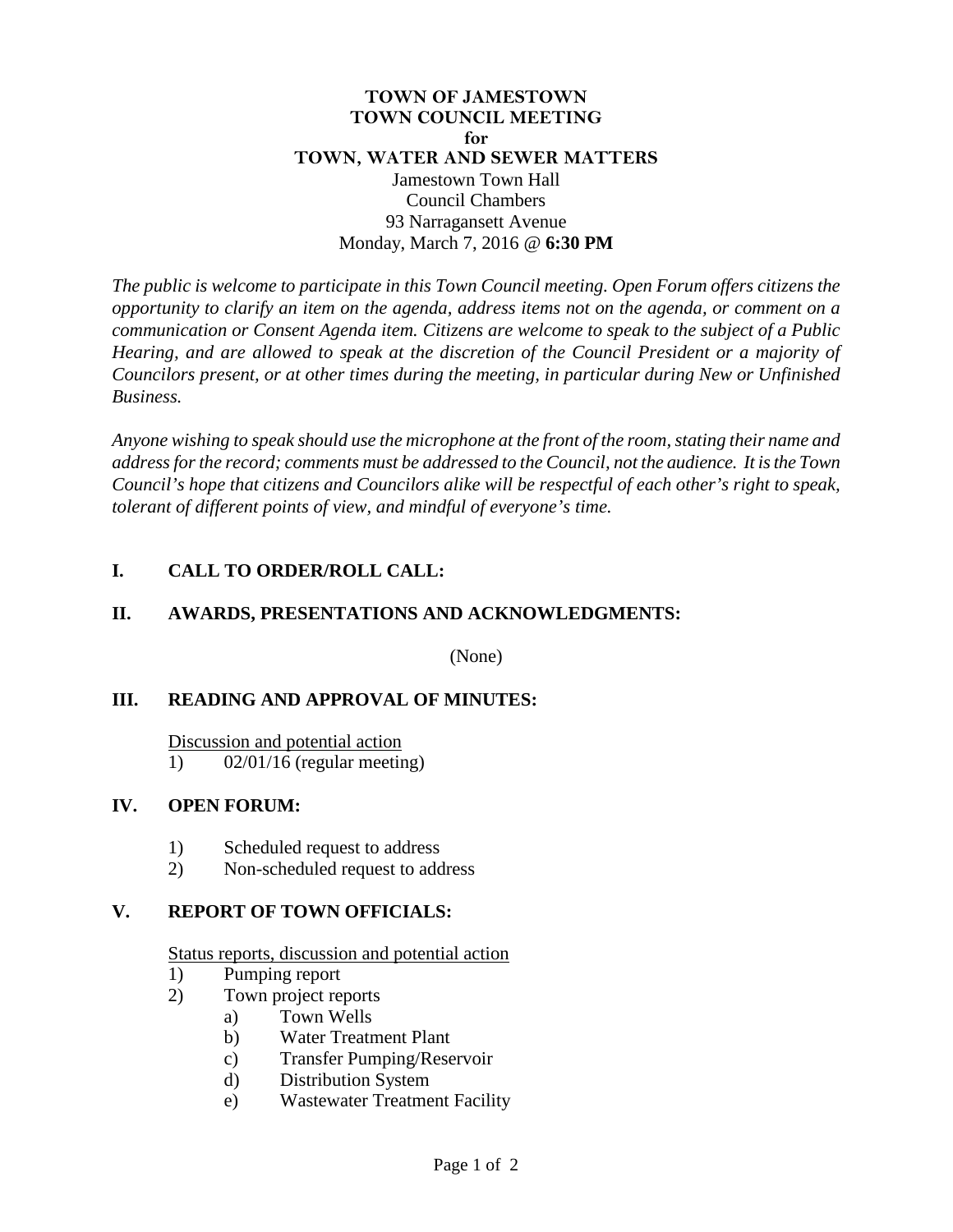# TOWN OF JAMESTOWN
# TOWN COUNCIL MEETING
## for
# TOWN, WATER AND SEWER MATTERS

Jamestown Town Hall
Council Chambers
93 Narragansett Avenue
Monday, March 7, 2016 @ **6:30 PM**

*The public is welcome to participate in this Town Council meeting. Open Forum offers citizens the opportunity to clarify an item on the agenda, address items not on the agenda, or comment on a communication or Consent Agenda item. Citizens are welcome to speak to the subject of a Public Hearing, and are allowed to speak at the discretion of the Council President or a majority of Councilors present, or at other times during the meeting, in particular during New or Unfinished Business.*

*Anyone wishing to speak should use the microphone at the front of the room, stating their name and address for the record; comments must be addressed to the Council, not the audience. It is the Town Council's hope that citizens and Councilors alike will be respectful of each other's right to speak, tolerant of different points of view, and mindful of everyone's time.*

## I. CALL TO ORDER/ROLL CALL:

## II. AWARDS, PRESENTATIONS AND ACKNOWLEDGMENTS:

(None)

## III. READING AND APPROVAL OF MINUTES:

Discussion and potential action

1) 02/01/16 (regular meeting)

## IV. OPEN FORUM:

1) Scheduled request to address
2) Non-scheduled request to address

## V. REPORT OF TOWN OFFICIALS:

Status reports, discussion and potential action

1) Pumping report
2) Town project reports
   a) Town Wells
   b) Water Treatment Plant
   c) Transfer Pumping/Reservoir
   d) Distribution System
   e) Wastewater Treatment Facility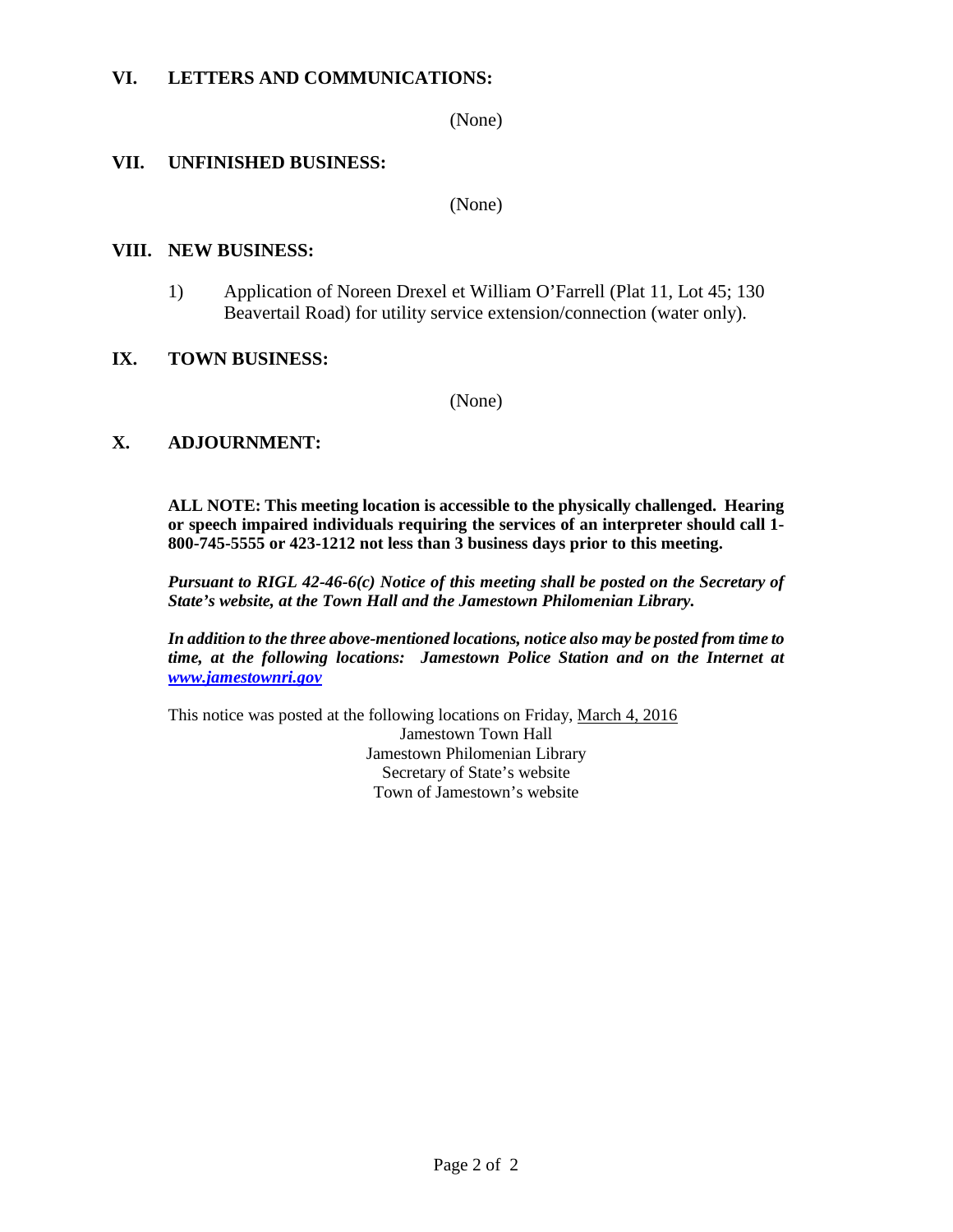## VI. LETTERS AND COMMUNICATIONS:

(None)

## VII. UNFINISHED BUSINESS:

(None)

## VIII. NEW BUSINESS:

1) Application of Noreen Drexel et William O'Farrell (Plat 11, Lot 45; 130 Beavertail Road) for utility service extension/connection (water only).

## IX. TOWN BUSINESS:

(None)

## X. ADJOURNMENT:

**ALL NOTE: This meeting location is accessible to the physically challenged. Hearing or speech impaired individuals requiring the services of an interpreter should call 1-800-745-5555 or 423-1212 not less than 3 business days prior to this meeting.**

***Pursuant to RIGL 42-46-6(c) Notice of this meeting shall be posted on the Secretary of State's website, at the Town Hall and the Jamestown Philomenian Library.***

***In addition to the three above-mentioned locations, notice also may be posted from time to time, at the following locations: Jamestown Police Station and on the Internet at [www.jamestownri.gov](www.jamestownri.gov)***

This notice was posted at the following locations on Friday, March 4, 2016

Jamestown Town Hall
Jamestown Philomenian Library
Secretary of State's website
Town of Jamestown's website